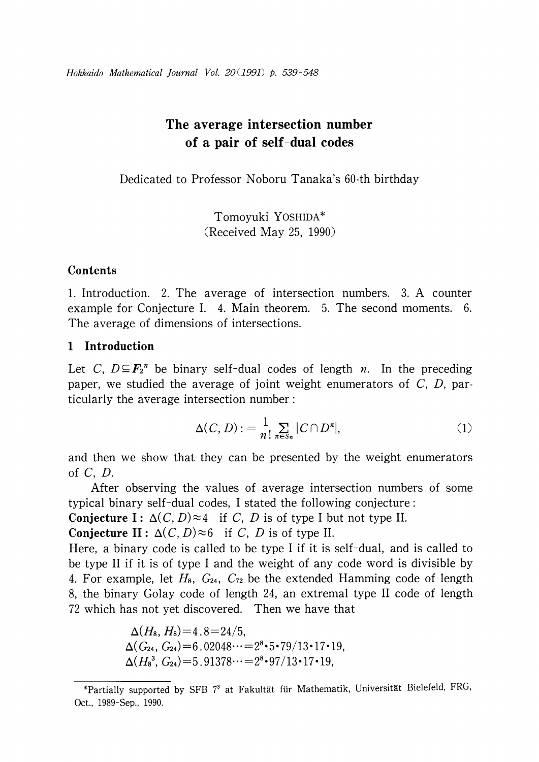# The average intersection number of a pair of self-dual codes

Dedicated to Professor Noboru Tanaka's 60-th birthday

Tomoyuki YOSHIDA*
(Received May 25, 1990)

## Contents

1. Introduction. 2. The average of intersection numbers. 3. A counter example for Conjecture I. 4. Main theorem. 5. The second moments. 6. The average of dimensions of intersections.

## 1 Introduction

Let $C$, $D \subseteq \boldsymbol{F}_2^n$ be binary self-dual codes of length $n$. In the preceding paper, we studied the average of joint weight enumerators of $C$, $D$, particularly the average intersection number:

$$\Delta(C, D) := \frac{1}{n!} \sum_{\pi \in S_n} |C \cap D^{\pi}|, \tag{1}$$

and then we show that they can be presented by the weight enumerators of $C$, $D$.

After observing the values of average intersection numbers of some typical binary self-dual codes, I stated the following conjecture:

**Conjecture I:** $\Delta(C, D) \approx 4$ if $C$, $D$ is of type I but not type II.

**Conjecture II:** $\Delta(C, D) \approx 6$ if $C$, $D$ is of type II.

Here, a binary code is called to be type I if it is self-dual, and is called to be type II if it is of type I and the weight of any code word is divisible by 4. For example, let $H_8$, $G_{24}$, $C_{72}$ be the extended Hamming code of length 8, the binary Golay code of length 24, an extremal type II code of length 72 which has not yet discovered. Then we have that

$$\Delta(H_8, H_8) = 4.8 = 24/5,$$
$$\Delta(G_{24}, G_{24}) = 6.02048\cdots = 2^8 \cdot 5 \cdot 79/13 \cdot 17 \cdot 19,$$
$$\Delta(H_8^3, G_{24}) = 5.91378\cdots = 2^8 \cdot 97/13 \cdot 17 \cdot 19,$$

---

*Partially supported by SFB 7[3] at Fakultät für Mathematik, Universität Bielefeld, FRG, Oct., 1989-Sep., 1990.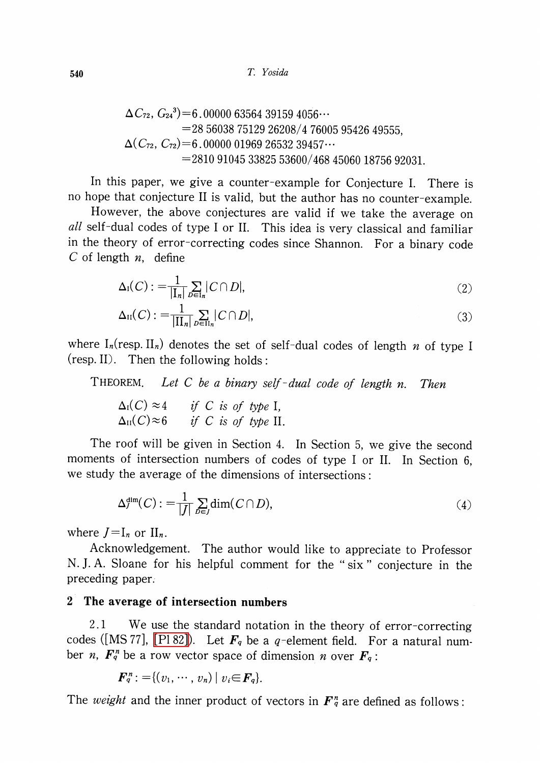$$\Delta C_{72}, G_{24}{}^3) = 6.00000\,63564\,39159\,4056\cdots$$
$$= 28\,56038\,75129\,26208/4\,76005\,95426\,49555,$$
$$\Delta(C_{72}, C_{72}) = 6.00000\,01969\,26532\,39457\cdots$$
$$= 2810\,91045\,33825\,53600/468\,45060\,18756\,92031.$$

In this paper, we give a counter-example for Conjecture I. There is no hope that conjecture II is valid, but the author has no counter-example.

However, the above conjectures are valid if we take the average on *all* self-dual codes of type I or II. This idea is very classical and familiar in the theory of error-correcting codes since Shannon. For a binary code $C$ of length $n$, define

$$\Delta_{\mathrm{I}}(C) := \frac{1}{|\mathrm{I}_n|} \sum_{D \in \mathrm{I}_n} |C \cap D|, \tag{2}$$

$$\Delta_{\mathrm{II}}(C) := \frac{1}{|\mathrm{II}_n|} \sum_{D \in \mathrm{II}_n} |C \cap D|, \tag{3}$$

where $\mathrm{I}_n$(resp. $\mathrm{II}_n$) denotes the set of self-dual codes of length $n$ of type I (resp. II). Then the following holds:

THEOREM. *Let $C$ be a binary self-dual code of length $n$. Then*

$$\Delta_{\mathrm{I}}(C) \approx 4 \quad \text{if } C \text{ is of type I},$$
$$\Delta_{\mathrm{II}}(C) \approx 6 \quad \text{if } C \text{ is of type II}.$$

The roof will be given in Section 4. In Section 5, we give the second moments of intersection numbers of codes of type I or II. In Section 6, we study the average of the dimensions of intersections:

$$\Delta_J^{\dim}(C) := \frac{1}{|J|} \sum_{D \in J} \dim(C \cap D), \tag{4}$$

where $J = \mathrm{I}_n$ or $\mathrm{II}_n$.

Acknowledgement. The author would like to appreciate to Professor N. J. A. Sloane for his helpful comment for the "six" conjecture in the preceding paper.

## 2 The average of intersection numbers

2.1 We use the standard notation in the theory of error-correcting codes ([MS 77], [Pl 82]). Let $\boldsymbol{F}_q$ be a $q$-element field. For a natural number $n$, $\boldsymbol{F}_q^n$ be a row vector space of dimension $n$ over $\boldsymbol{F}_q$:

$$\boldsymbol{F}_q^n := \{(v_1, \cdots, v_n) \mid v_i \in \boldsymbol{F}_q\}.$$

The *weight* and the inner product of vectors in $\boldsymbol{F}_q^n$ are defined as follows: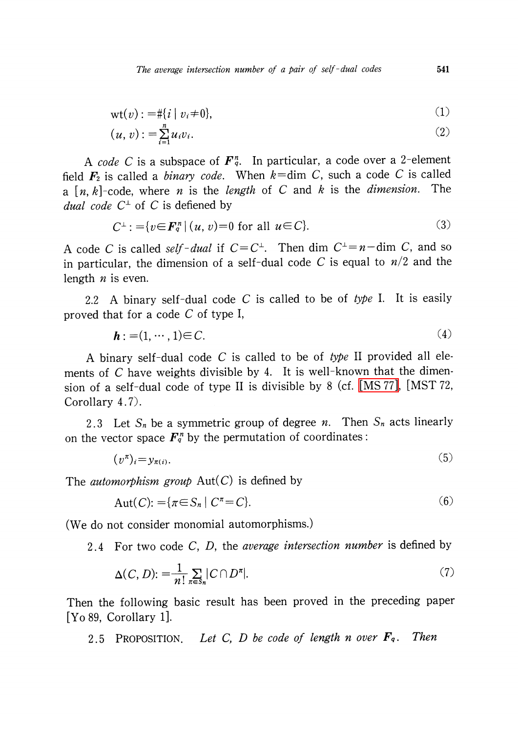$$\mathrm{wt}(v) := \#\{i \mid v_i \neq 0\}, \tag{1}$$

$$(u, v) := \sum_{i=1}^{n} u_i v_i. \tag{2}$$

A *code* $C$ is a subspace of $\boldsymbol{F}_q^n$. In particular, a code over a 2-element field $\boldsymbol{F}_2$ is called a *binary code*. When $k = \dim C$, such a code $C$ is called a $[n, k]$-code, where $n$ is the *length* of $C$ and $k$ is the *dimension*. The *dual code* $C^\perp$ of $C$ is defiened by

$$C^\perp := \{v \in \boldsymbol{F}_q^n \mid (u, v) = 0 \text{ for all } u \in C\}. \tag{3}$$

A code $C$ is called *self-dual* if $C = C^\perp$. Then $\dim C^\perp = n - \dim C$, and so in particular, the dimension of a self-dual code $C$ is equal to $n/2$ and the length $n$ is even.

2.2 A binary self-dual code $C$ is called to be of *type* I. It is easily proved that for a code $C$ of type I,

$$\boldsymbol{h} := (1, \cdots, 1) \in C. \tag{4}$$

A binary self-dual code $C$ is called to be of *type* II provided all elements of $C$ have weights divisible by 4. It is well-known that the dimension of a self-dual code of type II is divisible by 8 (cf. [MS 77], [MST 72, Corollary 4.7).

2.3 Let $S_n$ be a symmetric group of degree $n$. Then $S_n$ acts linearly on the vector space $\boldsymbol{F}_q^n$ by the permutation of coordinates:

$$(v^\pi)_i = y_{\pi(i)}. \tag{5}$$

The *automorphism group* $\mathrm{Aut}(C)$ is defined by

$$\mathrm{Aut}(C) := \{\pi \in S_n \mid C^\pi = C\}. \tag{6}$$

(We do not consider monomial automorphisms.)

2.4 For two code $C$, $D$, the *average intersection number* is defined by

$$\Delta(C, D) := \frac{1}{n!} \sum_{\pi \in S_n} |C \cap D^\pi|. \tag{7}$$

Then the following basic result has been proved in the preceding paper [Yo 89, Corollary 1].

2.5 PROPOSITION. *Let $C$, $D$ be code of length $n$ over $\boldsymbol{F}_q$. Then*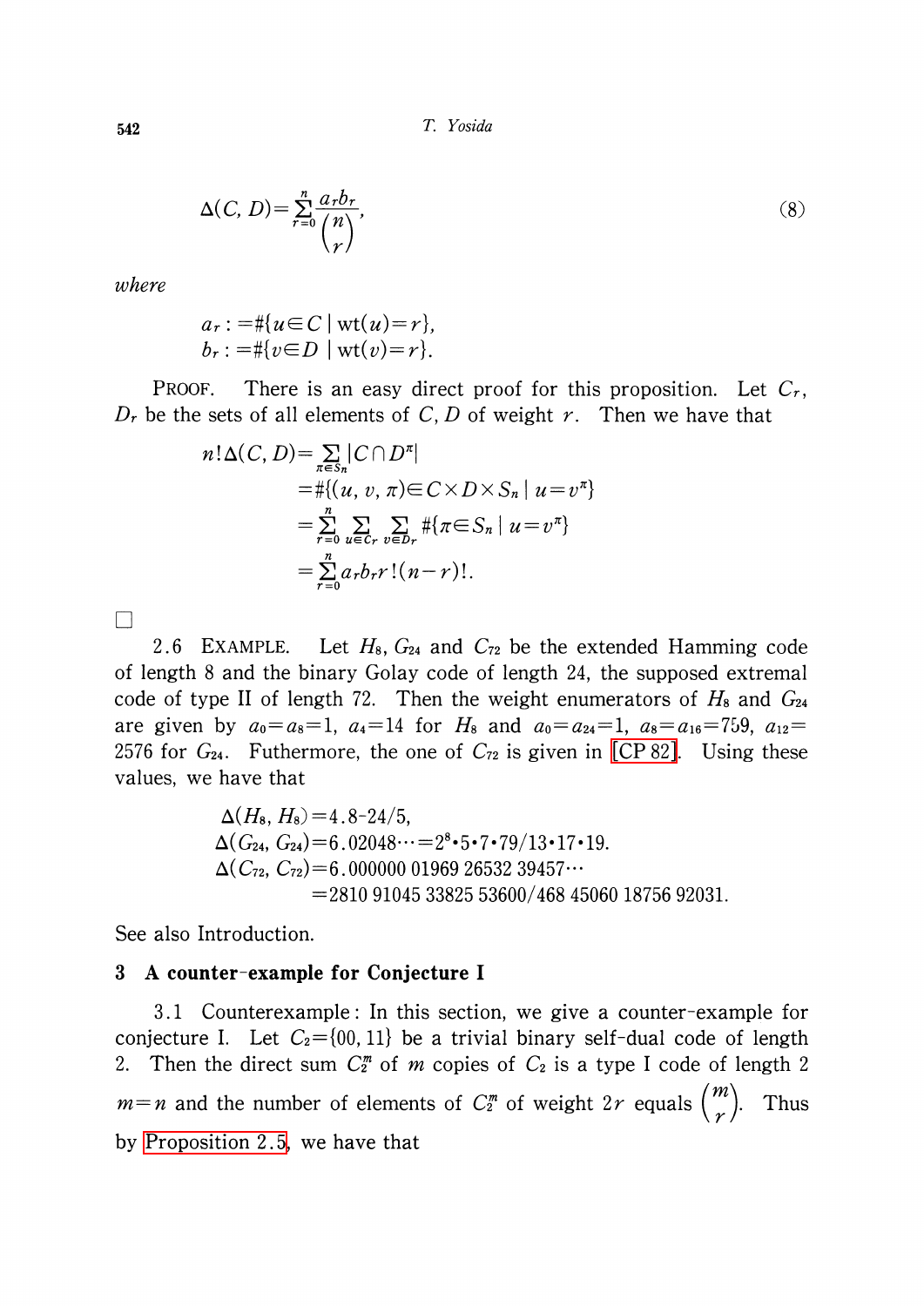$$\Delta(C, D)=\sum_{r=0}^{n}\frac{a_r b_r}{\binom{n}{r}}, \tag{8}$$

*where*

$$a_r := \#\{u \in C \mid \mathrm{wt}(u)=r\},$$
$$b_r := \#\{v \in D \mid \mathrm{wt}(v)=r\}.$$

PROOF. There is an easy direct proof for this proposition. Let $C_r$, $D_r$ be the sets of all elements of $C, D$ of weight $r$. Then we have that

$$\begin{aligned}
n!\Delta(C, D) &= \sum_{\pi \in S_n}|C \cap D^{\pi}| \\
&= \#\{(u, v, \pi) \in C \times D \times S_n \mid u = v^{\pi}\} \\
&= \sum_{r=0}^{n}\sum_{u \in C_r}\sum_{v \in D_r}\#\{\pi \in S_n \mid u = v^{\pi}\} \\
&= \sum_{r=0}^{n} a_r b_r r!(n-r)!.
\end{aligned}$$

□

2.6 EXAMPLE. Let $H_8$, $G_{24}$ and $C_{72}$ be the extended Hamming code of length 8 and the binary Golay code of length 24, the supposed extremal code of type II of length 72. Then the weight enumerators of $H_8$ and $G_{24}$ are given by $a_0=a_8=1$, $a_4=14$ for $H_8$ and $a_0=a_{24}=1$, $a_8=a_{16}=759$, $a_{12}=2576$ for $G_{24}$. Futhermore, the one of $C_{72}$ is given in [CP 82]. Using these values, we have that

$$\Delta(H_8, H_8)=4.8\text{-}24/5,$$
$$\Delta(G_{24}, G_{24})=6.02048\cdots=2^8\cdot 5\cdot 7\cdot 79/13\cdot 17\cdot 19.$$
$$\Delta(C_{72}, C_{72})=6.000000\ 01969\ 26532\ 39457\cdots$$
$$=2810\ 91045\ 33825\ 53600/468\ 45060\ 18756\ 92031.$$

See also Introduction.

## 3 A counter-example for Conjecture I

3.1 Counterexample: In this section, we give a counter-example for conjecture I. Let $C_2=\{00, 11\}$ be a trivial binary self-dual code of length 2. Then the direct sum $C_2^m$ of $m$ copies of $C_2$ is a type I code of length $2m=n$ and the number of elements of $C_2^m$ of weight $2r$ equals $\binom{m}{r}$. Thus by Proposition 2.5, we have that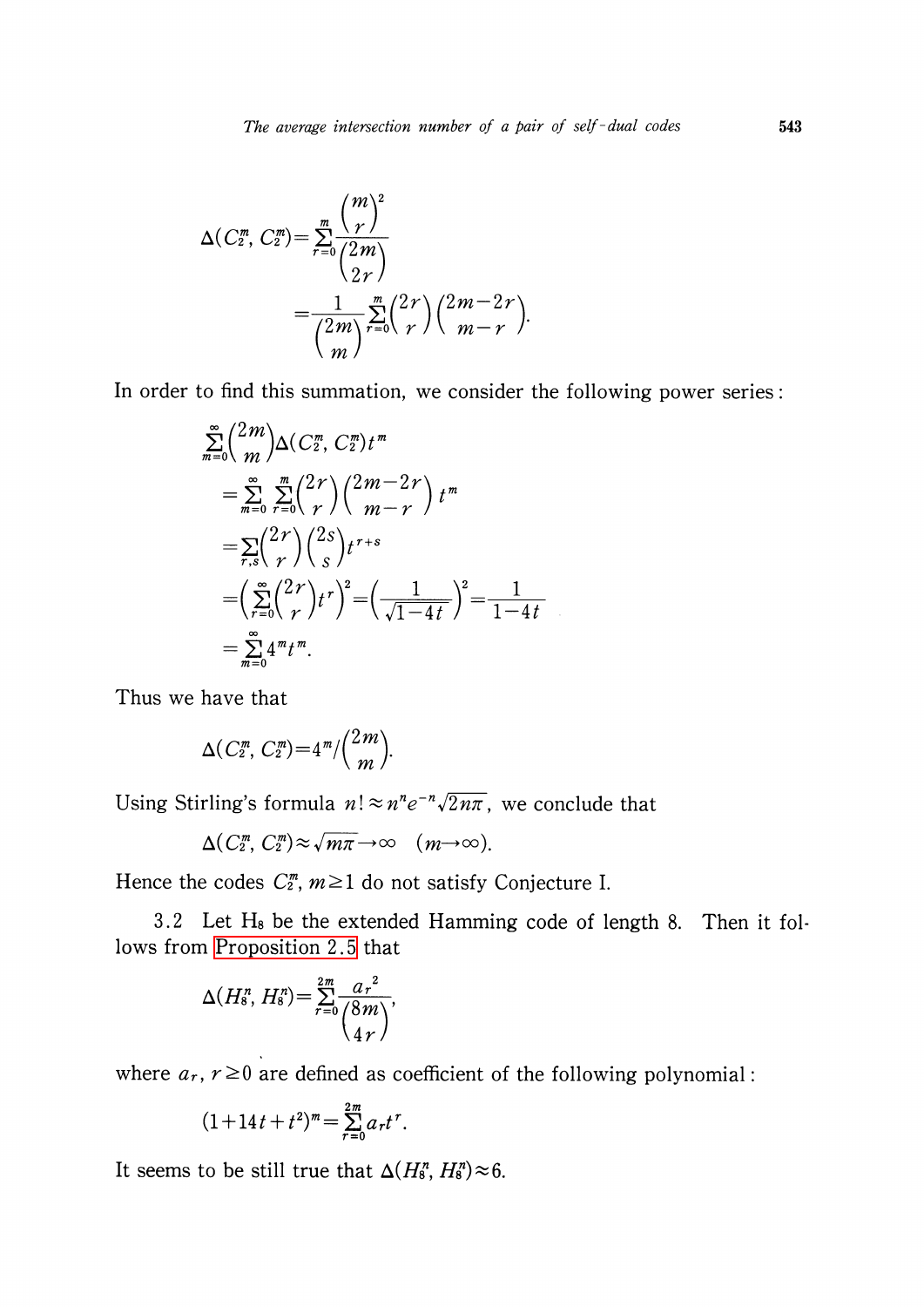$$\Delta(C_2^m, C_2^m)=\sum_{r=0}^{m}\frac{\binom{m}{r}^2}{\binom{2m}{2r}}$$

$$=\frac{1}{\binom{2m}{m}}\sum_{r=0}^{m}\binom{2r}{r}\binom{2m-2r}{m-r}.$$

In order to find this summation, we consider the following power series:

$$\sum_{m=0}^{\infty}\binom{2m}{m}\Delta(C_2^m, C_2^m)t^m$$

$$=\sum_{m=0}^{\infty}\sum_{r=0}^{m}\binom{2r}{r}\binom{2m-2r}{m-r}t^m$$

$$=\sum_{r,s}\binom{2r}{r}\binom{2s}{s}t^{r+s}$$

$$=\left(\sum_{r=0}^{\infty}\binom{2r}{r}t^r\right)^2=\left(\frac{1}{\sqrt{1-4t}}\right)^2=\frac{1}{1-4t}$$

$$=\sum_{m=0}^{\infty}4^m t^m.$$

Thus we have that

$$\Delta(C_2^m, C_2^m)=4^m/\binom{2m}{m}.$$

Using Stirling's formula $n!\approx n^n e^{-n}\sqrt{2n\pi}$, we conclude that

$$\Delta(C_2^m, C_2^m)\approx\sqrt{m\pi}\to\infty \quad (m\to\infty).$$

Hence the codes $C_2^m$, $m\geq 1$ do not satisfy Conjecture I.

3.2 Let $H_8$ be the extended Hamming code of length 8. Then it follows from Proposition 2.5 that

$$\Delta(H_8^n, H_8^n)=\sum_{r=0}^{2m}\frac{a_r^{\,2}}{\binom{8m}{4r}},$$

where $a_r$, $r\geq 0$ are defined as coefficient of the following polynomial:

$$(1+14t+t^2)^m=\sum_{r=0}^{2m}a_r t^r.$$

It seems to be still true that $\Delta(H_8^n, H_8^n)\approx 6$.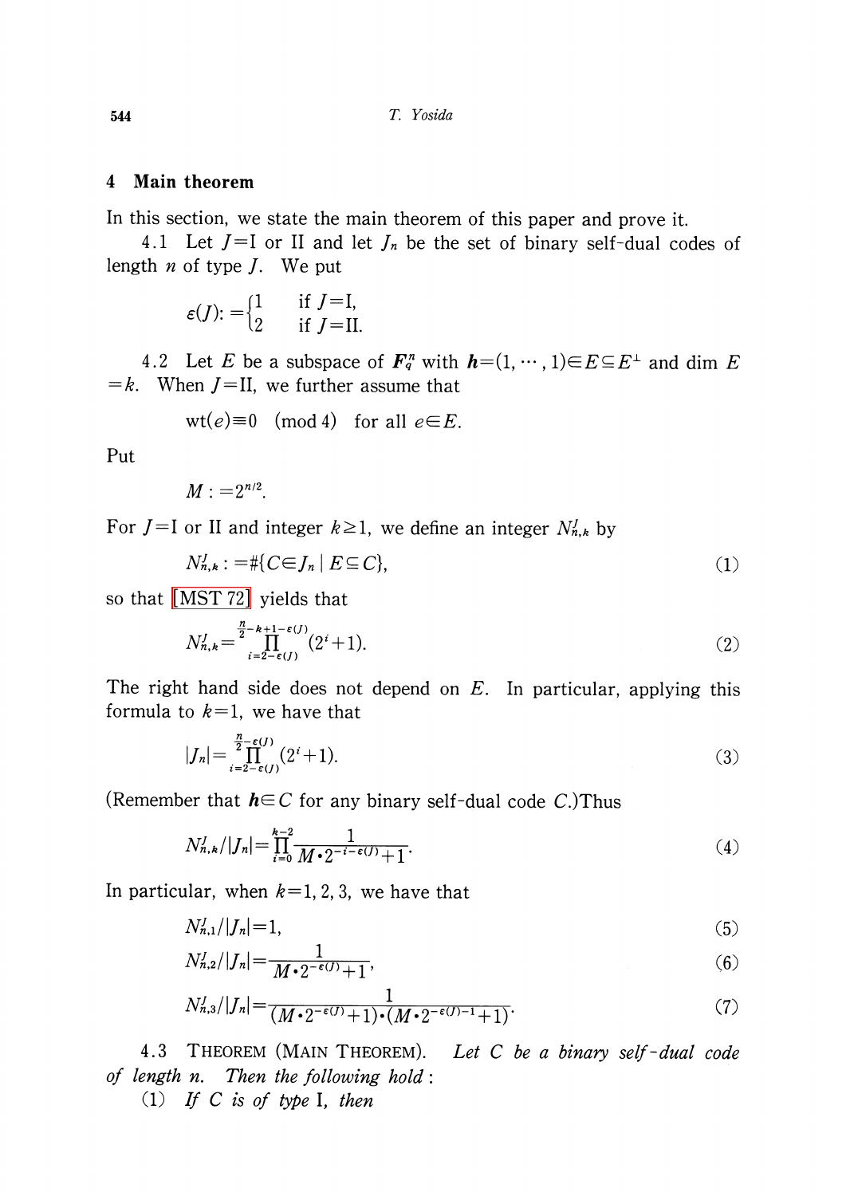## 4 Main theorem

In this section, we state the main theorem of this paper and prove it.

4.1 Let $J=\mathrm{I}$ or II and let $J_n$ be the set of binary self-dual codes of length $n$ of type $J$. We put

$$\varepsilon(J) := \begin{cases} 1 & \text{if } J=\mathrm{I}, \\ 2 & \text{if } J=\mathrm{II}. \end{cases}$$

4.2 Let $E$ be a subspace of $\boldsymbol{F}_q^n$ with $\boldsymbol{h}=(1, \cdots, 1) \in E \subseteq E^{\perp}$ and $\dim E = k$. When $J=\mathrm{II}$, we further assume that

$$\mathrm{wt}(e) \equiv 0 \pmod 4 \quad \text{for all } e \in E.$$

Put

$$M := 2^{n/2}.$$

For $J=\mathrm{I}$ or II and integer $k \geq 1$, we define an integer $N_{n,k}^J$ by

$$N_{n,k}^J := \#\{C \in J_n \mid E \subseteq C\}, \tag{1}$$

so that [MST 72] yields that

$$N_{n,k}^J = \prod_{i=2-\varepsilon(J)}^{\frac{n}{2}-k+1-\varepsilon(J)} (2^i+1). \tag{2}$$

The right hand side does not depend on $E$. In particular, applying this formula to $k=1$, we have that

$$|J_n| = \prod_{i=2-\varepsilon(J)}^{\frac{n}{2}-\varepsilon(J)} (2^i+1). \tag{3}$$

(Remember that $\boldsymbol{h} \in C$ for any binary self-dual code $C$.)Thus

$$N_{n,k}^J / |J_n| = \prod_{i=0}^{k-2} \frac{1}{M \cdot 2^{-i-\varepsilon(J)}+1}. \tag{4}$$

In particular, when $k=1, 2, 3$, we have that

$$N_{n,1}^J / |J_n| = 1, \tag{5}$$

$$N_{n,2}^J / |J_n| = \frac{1}{M \cdot 2^{-\varepsilon(J)}+1}, \tag{6}$$

$$N_{n,3}^J / |J_n| = \frac{1}{(M \cdot 2^{-\varepsilon(J)}+1) \cdot (M \cdot 2^{-\varepsilon(J)-1}+1)}. \tag{7}$$

4.3 THEOREM (MAIN THEOREM). *Let $C$ be a binary self-dual code of length $n$. Then the following hold*:

(1) *If $C$ is of type* I, *then*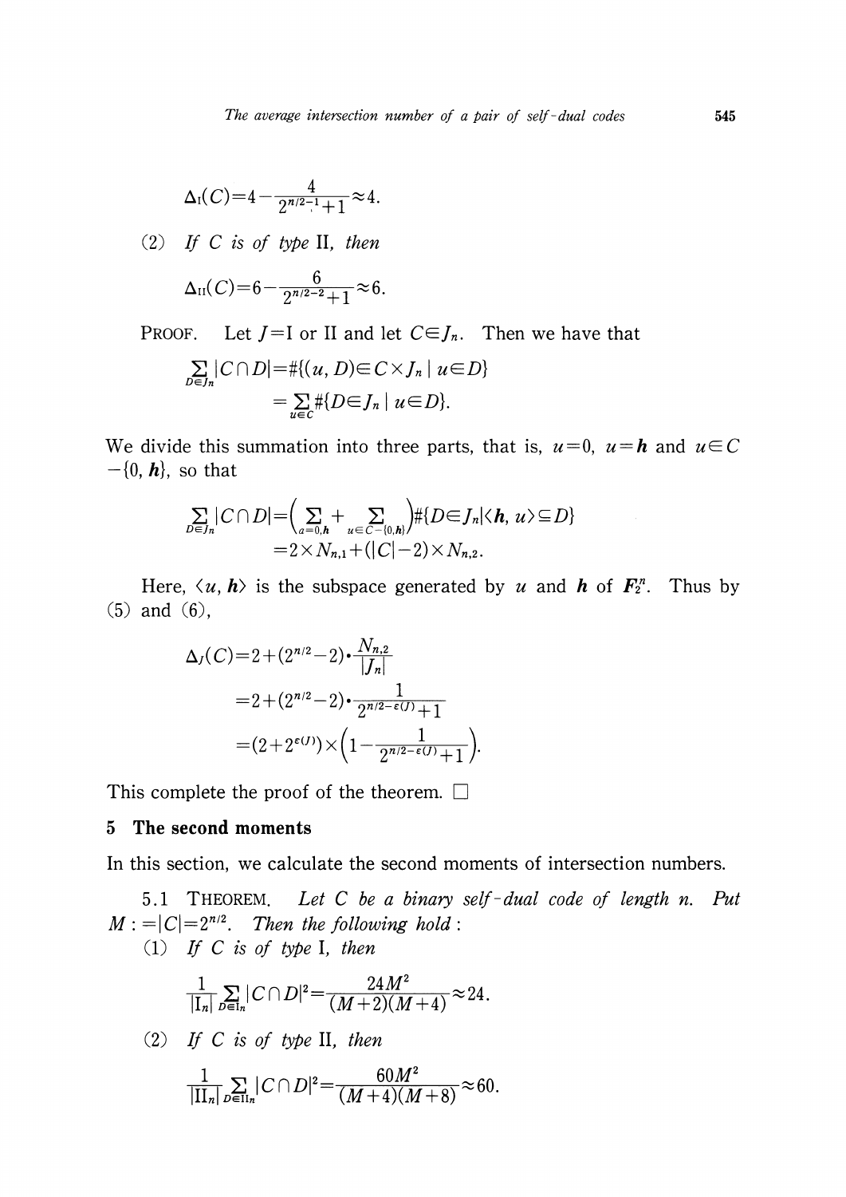$$\Delta_{\mathrm{I}}(C)=4-\frac{4}{2^{n/2-1}+1}\approx 4.$$

(2) *If $C$ is of type* II, *then*

$$\Delta_{\mathrm{II}}(C)=6-\frac{6}{2^{n/2-2}+1}\approx 6.$$

PROOF. Let $J=\mathrm{I}$ or II and let $C\in J_n$. Then we have that

$$\begin{aligned}\sum_{D\in J_n}|C\cap D|&=\#\{(u,D)\in C\times J_n \mid u\in D\}\\&=\sum_{u\in C}\#\{D\in J_n \mid u\in D\}.\end{aligned}$$

We divide this summation into three parts, that is, $u=0$, $u=\boldsymbol{h}$ and $u\in C-\{0,\boldsymbol{h}\}$, so that

$$\begin{aligned}\sum_{D\in J_n}|C\cap D|&=\Big(\sum_{a=0,\boldsymbol{h}}+\sum_{u\in C-\{0,\boldsymbol{h}\}}\Big)\#\{D\in J_n|\langle\boldsymbol{h},u\rangle\subseteq D\}\\&=2\times N_{n,1}+(|C|-2)\times N_{n,2}.\end{aligned}$$

Here, $\langle u,\boldsymbol{h}\rangle$ is the subspace generated by $u$ and $\boldsymbol{h}$ of $\boldsymbol{F}_2^n$. Thus by (5) and (6),

$$\begin{aligned}\Delta_J(C)&=2+(2^{n/2}-2)\cdot\frac{N_{n,2}}{|J_n|}\\&=2+(2^{n/2}-2)\cdot\frac{1}{2^{n/2-\varepsilon(J)}+1}\\&=(2+2^{\varepsilon(J)})\times\Big(1-\frac{1}{2^{n/2-\varepsilon(J)}+1}\Big).\end{aligned}$$

This complete the proof of the theorem. □

## 5 The second moments

In this section, we calculate the second moments of intersection numbers.

5.1 THEOREM. *Let $C$ be a binary self-dual code of length $n$. Put $M:=|C|=2^{n/2}$. Then the following hold:*

(1) *If $C$ is of type* I, *then*

$$\frac{1}{|\mathrm{I}_n|}\sum_{D\in\mathrm{I}_n}|C\cap D|^2=\frac{24M^2}{(M+2)(M+4)}\approx 24.$$

(2) *If $C$ is of type* II, *then*

$$\frac{1}{|\mathrm{II}_n|}\sum_{D\in\mathrm{II}_n}|C\cap D|^2=\frac{60M^2}{(M+4)(M+8)}\approx 60.$$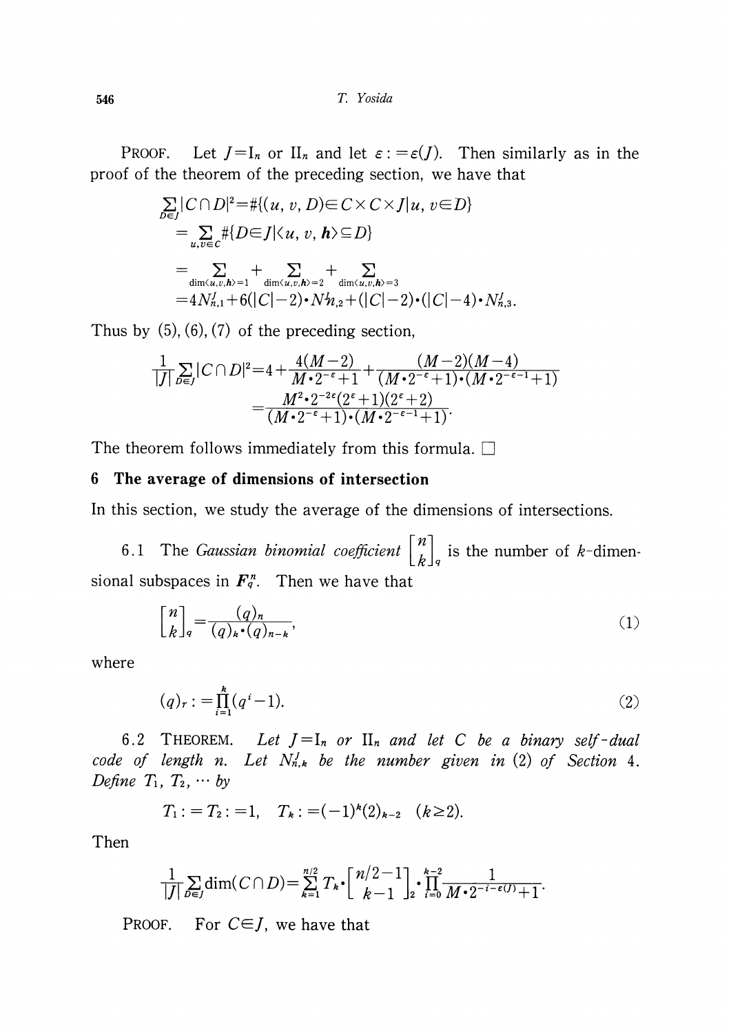PROOF. Let $J = \mathrm{I}_n$ or $\mathrm{II}_n$ and let $\varepsilon := \varepsilon(J)$. Then similarly as in the proof of the theorem of the preceding section, we have that

$$
\begin{aligned}
\sum_{D \in J} |C \cap D|^2 &= \#\{(u, v, D) \in C \times C \times J \mid u, v \in D\} \\
&= \sum_{u,v \in C} \#\{D \in J \mid \langle u, v, \boldsymbol{h} \rangle \subseteq D\} \\
&= \sum_{\dim\langle u,v,\boldsymbol{h}\rangle = 1} + \sum_{\dim\langle u,v,\boldsymbol{h}\rangle = 2} + \sum_{\dim\langle u,v,\boldsymbol{h}\rangle = 3} \\
&= 4N_{n,1}^J + 6(|C|-2)\cdot N_{n,2}^J + (|C|-2)\cdot(|C|-4)\cdot N_{n,3}^J.
\end{aligned}
$$

Thus by (5), (6), (7) of the preceding section,

$$
\begin{aligned}
\frac{1}{|J|}\sum_{D \in J} |C \cap D|^2 &= 4 + \frac{4(M-2)}{M\cdot 2^{-\varepsilon}+1} + \frac{(M-2)(M-4)}{(M\cdot 2^{-\varepsilon}+1)\cdot(M\cdot 2^{-\varepsilon-1}+1)} \\
&= \frac{M^2 \cdot 2^{-2\varepsilon}(2^{\varepsilon}+1)(2^{\varepsilon}+2)}{(M\cdot 2^{-\varepsilon}+1)\cdot(M\cdot 2^{-\varepsilon-1}+1)}.
\end{aligned}
$$

The theorem follows immediately from this formula. □

## 6 The average of dimensions of intersection

In this section, we study the average of the dimensions of intersections.

6.1 The *Gaussian binomial coefficient* $\begin{bmatrix} n \\ k \end{bmatrix}_q$ is the number of $k$-dimensional subspaces in $\boldsymbol{F}_q^n$. Then we have that

$$
\begin{bmatrix} n \\ k \end{bmatrix}_q = \frac{(q)_n}{(q)_k \cdot (q)_{n-k}}, \tag{1}
$$

where

$$
(q)_r := \prod_{i=1}^{k} (q^i - 1). \tag{2}
$$

6.2 THEOREM. *Let $J = \mathrm{I}_n$ or $\mathrm{II}_n$ and let $C$ be a binary self-dual code of length $n$. Let $N_{n,k}^J$ be the number given in (2) of Section 4. Define $T_1, T_2, \cdots$ by*

$$
T_1 := T_2 := 1, \quad T_k := (-1)^k (2)_{k-2} \quad (k \geq 2).
$$

*Then*

$$
\frac{1}{|J|}\sum_{D \in J} \dim(C \cap D) = \sum_{k=1}^{n/2} T_k \cdot \begin{bmatrix} n/2 - 1 \\ k-1 \end{bmatrix}_2 \cdot \prod_{i=0}^{k-2} \frac{1}{M\cdot 2^{-i-\varepsilon(J)}+1}.
$$

PROOF. For $C \in J$, we have that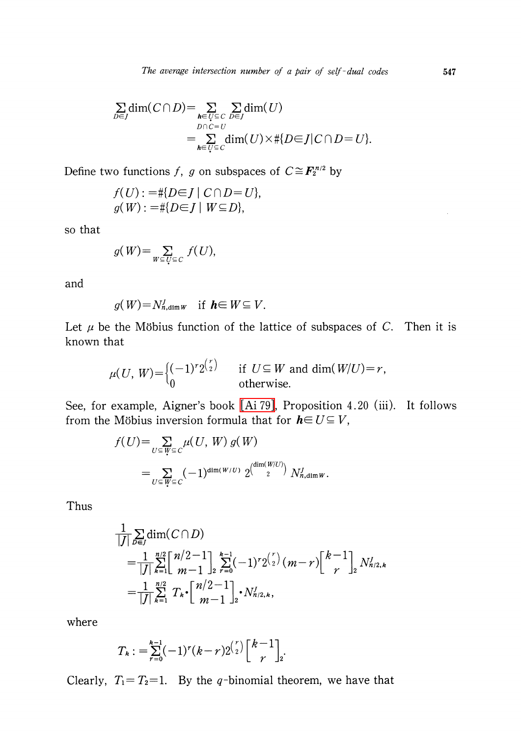$$\sum_{D\in J}\dim(C\cap D)=\sum_{\substack{\boldsymbol{h}\in U\subseteq C}}\sum_{\substack{D\in J\\ D\cap C=U}}\dim(U)$$
$$=\sum_{\boldsymbol{h}\in U\subseteq C}\dim(U)\times\#\{D\in J\mid C\cap D=U\}.$$

Define two functions $f$, $g$ on subspaces of $C\cong \boldsymbol{F}_2^{n/2}$ by

$$f(U):=\#\{D\in J\mid C\cap D=U\},$$
$$g(W):=\#\{D\in J\mid W\subseteq D\},$$

so that

$$g(W)=\sum_{W\subseteq U\subseteq C}f(U),$$

and

$$g(W)=N^J_{n,\dim W}\quad\text{if } \boldsymbol{h}\in W\subseteq V.$$

Let $\mu$ be the Möbius function of the lattice of subspaces of $C$. Then it is known that

$$\mu(U,W)=\begin{cases}(-1)^r 2^{\binom{r}{2}} & \text{if } U\subseteq W \text{ and } \dim(W/U)=r,\\ 0 & \text{otherwise.}\end{cases}$$

See, for example, Aigner's book [Ai 79], Proposition 4.20 (iii). It follows from the Möbius inversion formula that for $\boldsymbol{h}\in U\subseteq V$,

$$f(U)=\sum_{U\subseteq W\subseteq C}\mu(U,W)\,g(W)$$
$$=\sum_{U\subseteq W\subseteq C}(-1)^{\dim(W/U)}\,2^{\binom{\dim(W/U)}{2}}\,N^J_{n,\dim W}.$$

Thus

$$\frac{1}{|J|}\sum_{D\in J}\dim(C\cap D)$$
$$=\frac{1}{|J|}\sum_{k=1}^{n/2}\begin{bmatrix}n/2-1\\ m-1\end{bmatrix}_2\sum_{r=0}^{k-1}(-1)^r 2^{\binom{r}{2}}(m-r)\begin{bmatrix}k-1\\ r\end{bmatrix}_2 N^J_{n/2,k}$$
$$=\frac{1}{|J|}\sum_{k=1}^{n/2}T_k\cdot\begin{bmatrix}n/2-1\\ m-1\end{bmatrix}_2\cdot N^J_{n/2,k},$$

where

$$T_k:=\sum_{r=0}^{k-1}(-1)^r(k-r)2^{\binom{r}{2}}\begin{bmatrix}k-1\\ r\end{bmatrix}_2.$$

Clearly, $T_1=T_2=1$. By the $q$-binomial theorem, we have that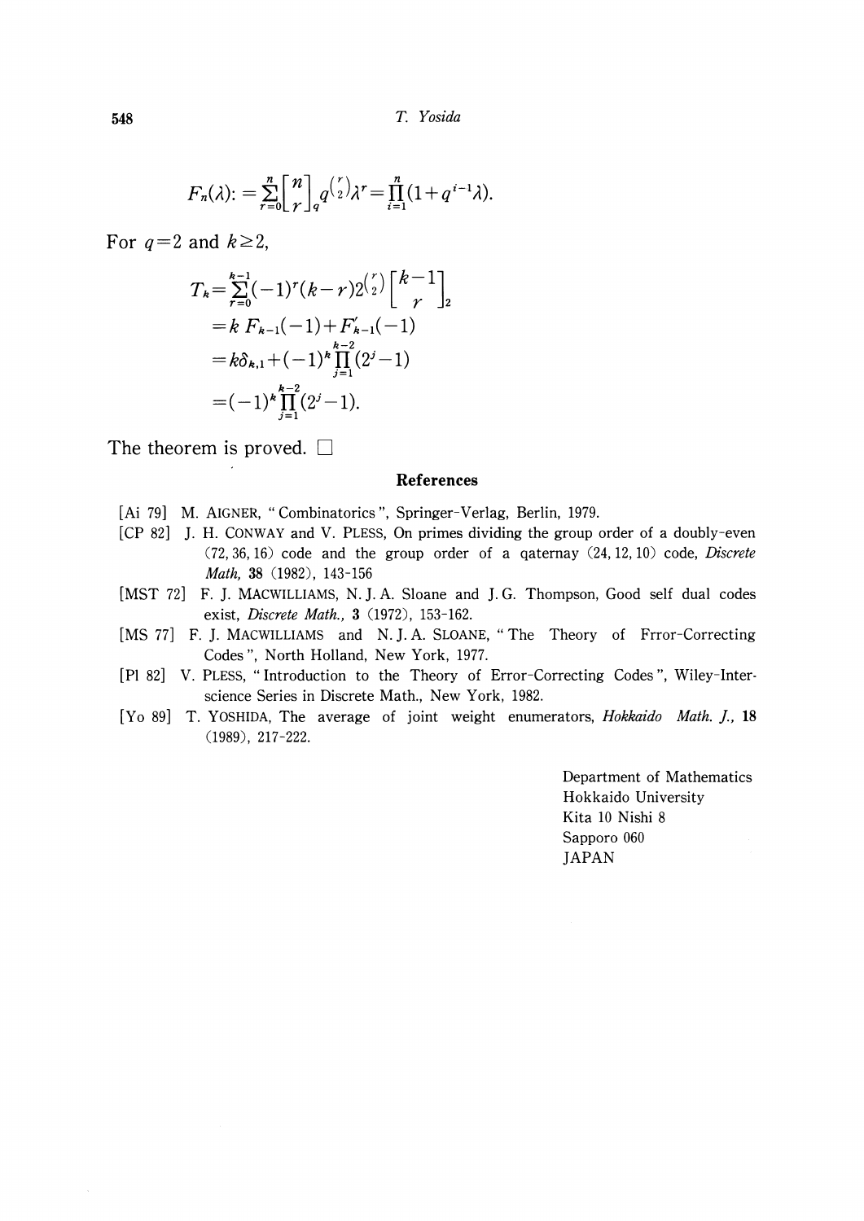$$F_n(\lambda) := \sum_{r=0}^{n} \begin{bmatrix} n \\ r \end{bmatrix}_q q^{\binom{r}{2}} \lambda^r = \prod_{i=1}^{n} (1 + q^{i-1}\lambda).$$

For $q=2$ and $k \geq 2$,

$$\begin{aligned} T_k &= \sum_{r=0}^{k-1} (-1)^r (k-r) 2^{\binom{r}{2}} \begin{bmatrix} k-1 \\ r \end{bmatrix}_2 \\ &= k\, F_{k-1}(-1) + F'_{k-1}(-1) \\ &= k\delta_{k,1} + (-1)^k \prod_{j=1}^{k-2} (2^j - 1) \\ &= (-1)^k \prod_{j=1}^{k-2} (2^j - 1). \end{aligned}$$

The theorem is proved. □

## References

[Ai 79] M. AIGNER, "Combinatorics", Springer-Verlag, Berlin, 1979.

[CP 82] J. H. CONWAY and V. PLESS, On primes dividing the group order of a doubly-even (72, 36, 16) code and the group order of a qaternay (24, 12, 10) code, *Discrete Math,* **38** (1982), 143-156

[MST 72] F. J. MACWILLIAMS, N. J. A. Sloane and J. G. Thompson, Good self dual codes exist, *Discrete Math.,* **3** (1972), 153-162.

[MS 77] F. J. MACWILLIAMS and N. J. A. SLOANE, "The Theory of Frror-Correcting Codes", North Holland, New York, 1977.

[Pl 82] V. PLESS, "Introduction to the Theory of Error-Correcting Codes", Wiley-Interscience Series in Discrete Math., New York, 1982.

[Yo 89] T. YOSHIDA, The average of joint weight enumerators, *Hokkaido Math. J.,* **18** (1989), 217-222.

Department of Mathematics
Hokkaido University
Kita 10 Nishi 8
Sapporo 060
JAPAN